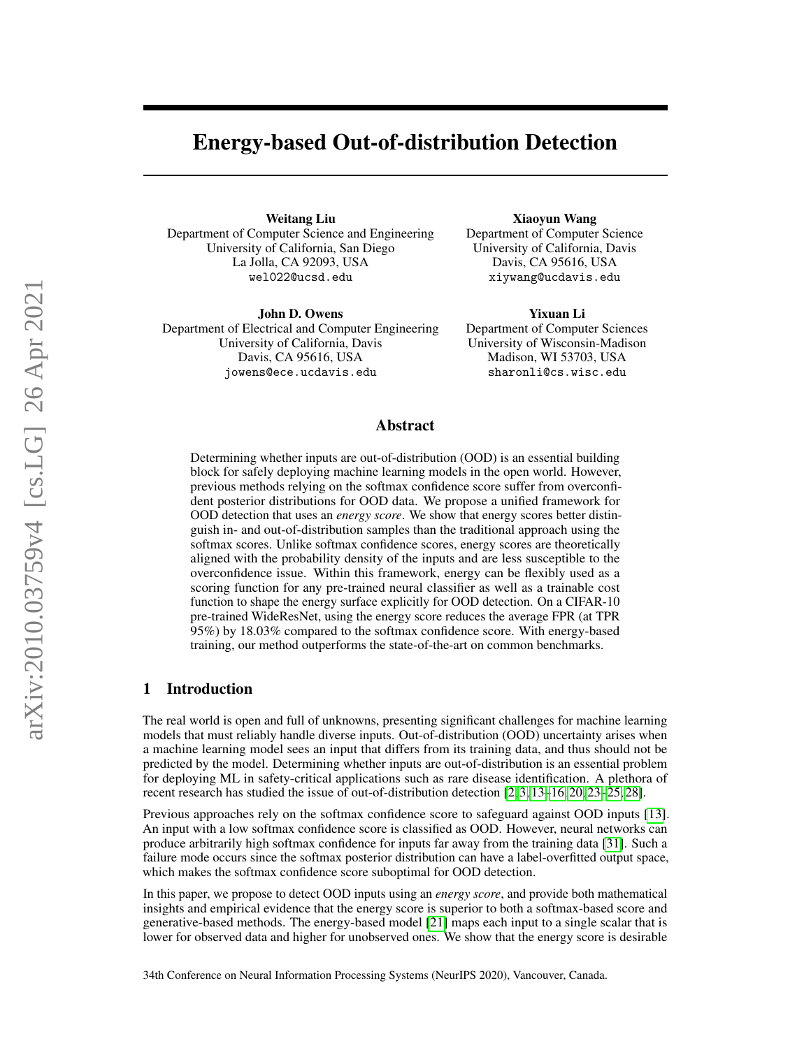# Energy-based Out-of-distribution Detection

**Weitang Liu**
Department of Computer Science and Engineering
University of California, San Diego
La Jolla, CA 92093, USA
`wel022@ucsd.edu`

**Xiaoyun Wang**
Department of Computer Science
University of California, Davis
Davis, CA 95616, USA
`xiywang@ucdavis.edu`

**John D. Owens**
Department of Electrical and Computer Engineering
University of California, Davis
Davis, CA 95616, USA
`jowens@ece.ucdavis.edu`

**Yixuan Li**
Department of Computer Sciences
University of Wisconsin-Madison
Madison, WI 53703, USA
`sharonli@cs.wisc.edu`

## Abstract

Determining whether inputs are out-of-distribution (OOD) is an essential building block for safely deploying machine learning models in the open world. However, previous methods relying on the softmax confidence score suffer from overconfident posterior distributions for OOD data. We propose a unified framework for OOD detection that uses an *energy score*. We show that energy scores better distinguish in- and out-of-distribution samples than the traditional approach using the softmax scores. Unlike softmax confidence scores, energy scores are theoretically aligned with the probability density of the inputs and are less susceptible to the overconfidence issue. Within this framework, energy can be flexibly used as a scoring function for any pre-trained neural classifier as well as a trainable cost function to shape the energy surface explicitly for OOD detection. On a CIFAR-10 pre-trained WideResNet, using the energy score reduces the average FPR (at TPR 95%) by 18.03% compared to the softmax confidence score. With energy-based training, our method outperforms the state-of-the-art on common benchmarks.

## 1 Introduction

The real world is open and full of unknowns, presenting significant challenges for machine learning models that must reliably handle diverse inputs. Out-of-distribution (OOD) uncertainty arises when a machine learning model sees an input that differs from its training data, and thus should not be predicted by the model. Determining whether inputs are out-of-distribution is an essential problem for deploying ML in safety-critical applications such as rare disease identification. A plethora of recent research has studied the issue of out-of-distribution detection [2, 3, 13–16, 20, 23–25, 28].

Previous approaches rely on the softmax confidence score to safeguard against OOD inputs [13]. An input with a low softmax confidence score is classified as OOD. However, neural networks can produce arbitrarily high softmax confidence for inputs far away from the training data [31]. Such a failure mode occurs since the softmax posterior distribution can have a label-overfitted output space, which makes the softmax confidence score suboptimal for OOD detection.

In this paper, we propose to detect OOD inputs using an *energy score*, and provide both mathematical insights and empirical evidence that the energy score is superior to both a softmax-based score and generative-based methods. The energy-based model [21] maps each input to a single scalar that is lower for observed data and higher for unobserved ones. We show that the energy score is desirable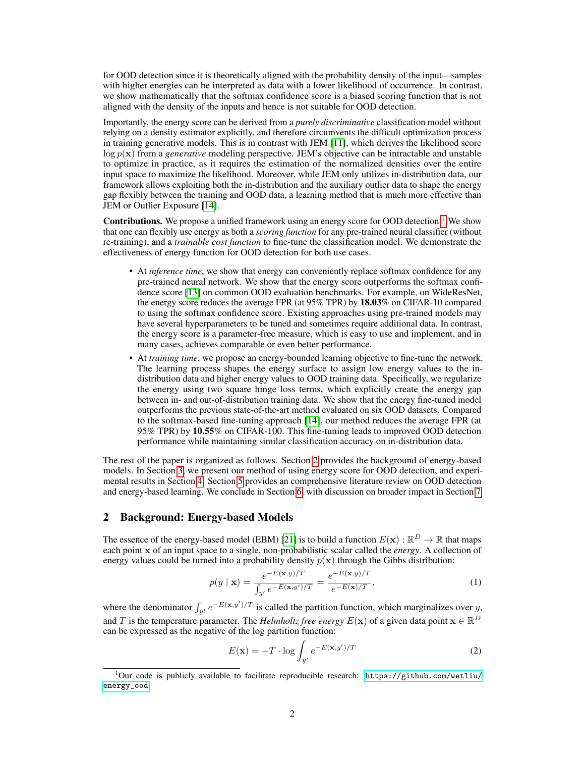for OOD detection since it is theoretically aligned with the probability density of the input—samples with higher energies can be interpreted as data with a lower likelihood of occurrence. In contrast, we show mathematically that the softmax confidence score is a biased scoring function that is not aligned with the density of the inputs and hence is not suitable for OOD detection.

Importantly, the energy score can be derived from a *purely discriminative* classification model without relying on a density estimator explicitly, and therefore circumvents the difficult optimization process in training generative models. This is in contrast with JEM [11], which derives the likelihood score $\log p(\mathbf{x})$ from a *generative* modeling perspective. JEM's objective can be intractable and unstable to optimize in practice, as it requires the estimation of the normalized densities over the entire input space to maximize the likelihood. Moreover, while JEM only utilizes in-distribution data, our framework allows exploiting both the in-distribution and the auxiliary outlier data to shape the energy gap flexibly between the training and OOD data, a learning method that is much more effective than JEM or Outlier Exposure [14].

**Contributions.** We propose a unified framework using an energy score for OOD detection.[1] We show that one can flexibly use energy as both a *scoring function* for any pre-trained neural classifier (without re-training), and a *trainable cost function* to fine-tune the classification model. We demonstrate the effectiveness of energy function for OOD detection for both use cases.

- At *inference time*, we show that energy can conveniently replace softmax confidence for any pre-trained neural network. We show that the energy score outperforms the softmax confidence score [13] on common OOD evaluation benchmarks. For example, on WideResNet, the energy score reduces the average FPR (at 95% TPR) by **18.03**% on CIFAR-10 compared to using the softmax confidence score. Existing approaches using pre-trained models may have several hyperparameters to be tuned and sometimes require additional data. In contrast, the energy score is a parameter-free measure, which is easy to use and implement, and in many cases, achieves comparable or even better performance.
- At *training time*, we propose an energy-bounded learning objective to fine-tune the network. The learning process shapes the energy surface to assign low energy values to the in-distribution data and higher energy values to OOD training data. Specifically, we regularize the energy using two square hinge loss terms, which explicitly create the energy gap between in- and out-of-distribution training data. We show that the energy fine-tuned model outperforms the previous state-of-the-art method evaluated on six OOD datasets. Compared to the softmax-based fine-tuning approach [14], our method reduces the average FPR (at 95% TPR) by **10.55**% on CIFAR-100. This fine-tuning leads to improved OOD detection performance while maintaining similar classification accuracy on in-distribution data.

The rest of the paper is organized as follows. Section 2 provides the background of energy-based models. In Section 3, we present our method of using energy score for OOD detection, and experimental results in Section 4. Section 5 provides an comprehensive literature review on OOD detection and energy-based learning. We conclude in Section 6, with discussion on broader impact in Section 7.

## 2 Background: Energy-based Models

The essence of the energy-based model (EBM) [21] is to build a function $E(\mathbf{x}) : \mathbb{R}^D \to \mathbb{R}$ that maps each point $\mathbf{x}$ of an input space to a single, non-probabilistic scalar called the *energy*. A collection of energy values could be turned into a probability density $p(\mathbf{x})$ through the Gibbs distribution:

$$p(y \mid \mathbf{x}) = \frac{e^{-E(\mathbf{x},y)/T}}{\int_{y'} e^{-E(\mathbf{x},y')/T}} = \frac{e^{-E(\mathbf{x},y)/T}}{e^{-E(\mathbf{x})/T}}, \tag{1}$$

where the denominator $\int_{y'} e^{-E(\mathbf{x},y')/T}$ is called the partition function, which marginalizes over $y$, and $T$ is the temperature parameter. The *Helmholtz free energy* $E(\mathbf{x})$ of a given data point $\mathbf{x} \in \mathbb{R}^D$ can be expressed as the negative of the log partition function:

$$E(\mathbf{x}) = -T \cdot \log \int_{y'} e^{-E(\mathbf{x},y')/T} \tag{2}$$

[1] Our code is publicly available to facilitate reproducible research: https://github.com/wetliu/energy_ood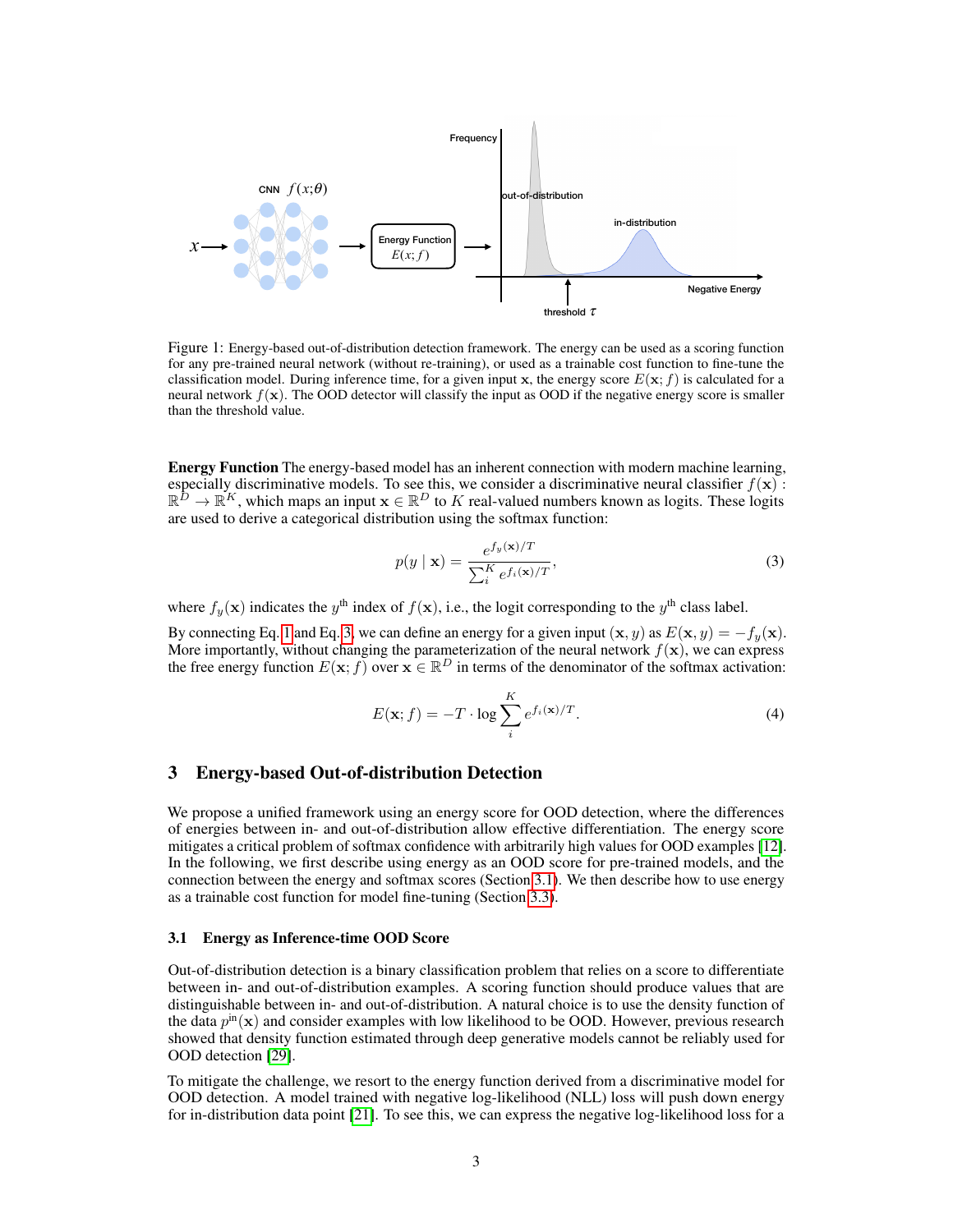Figure 1: Energy-based out-of-distribution detection framework. The energy can be used as a scoring function for any pre-trained neural network (without re-training), or used as a trainable cost function to fine-tune the classification model. During inference time, for a given input $\mathbf{x}$, the energy score $E(\mathbf{x}; f)$ is calculated for a neural network $f(\mathbf{x})$. The OOD detector will classify the input as OOD if the negative energy score is smaller than the threshold value.

**Energy Function** The energy-based model has an inherent connection with modern machine learning, especially discriminative models. To see this, we consider a discriminative neural classifier $f(\mathbf{x}) : \mathbb{R}^D \to \mathbb{R}^K$, which maps an input $\mathbf{x} \in \mathbb{R}^D$ to $K$ real-valued numbers known as logits. These logits are used to derive a categorical distribution using the softmax function:

$$p(y \mid \mathbf{x}) = \frac{e^{f_y(\mathbf{x})/T}}{\sum_i^K e^{f_i(\mathbf{x})/T}}, \tag{3}$$

where $f_y(\mathbf{x})$ indicates the $y^{\text{th}}$ index of $f(\mathbf{x})$, i.e., the logit corresponding to the $y^{\text{th}}$ class label.

By connecting Eq. 1 and Eq. 3, we can define an energy for a given input $(\mathbf{x}, y)$ as $E(\mathbf{x}, y) = -f_y(\mathbf{x})$. More importantly, without changing the parameterization of the neural network $f(\mathbf{x})$, we can express the free energy function $E(\mathbf{x}; f)$ over $\mathbf{x} \in \mathbb{R}^D$ in terms of the denominator of the softmax activation:

$$E(\mathbf{x}; f) = -T \cdot \log \sum_i^K e^{f_i(\mathbf{x})/T}. \tag{4}$$

## 3 Energy-based Out-of-distribution Detection

We propose a unified framework using an energy score for OOD detection, where the differences of energies between in- and out-of-distribution allow effective differentiation. The energy score mitigates a critical problem of softmax confidence with arbitrarily high values for OOD examples [12]. In the following, we first describe using energy as an OOD score for pre-trained models, and the connection between the energy and softmax scores (Section 3.1). We then describe how to use energy as a trainable cost function for model fine-tuning (Section 3.3).

### 3.1 Energy as Inference-time OOD Score

Out-of-distribution detection is a binary classification problem that relies on a score to differentiate between in- and out-of-distribution examples. A scoring function should produce values that are distinguishable between in- and out-of-distribution. A natural choice is to use the density function of the data $p^{\text{in}}(\mathbf{x})$ and consider examples with low likelihood to be OOD. However, previous research showed that density function estimated through deep generative models cannot be reliably used for OOD detection [29].

To mitigate the challenge, we resort to the energy function derived from a discriminative model for OOD detection. A model trained with negative log-likelihood (NLL) loss will push down energy for in-distribution data point [21]. To see this, we can express the negative log-likelihood loss for a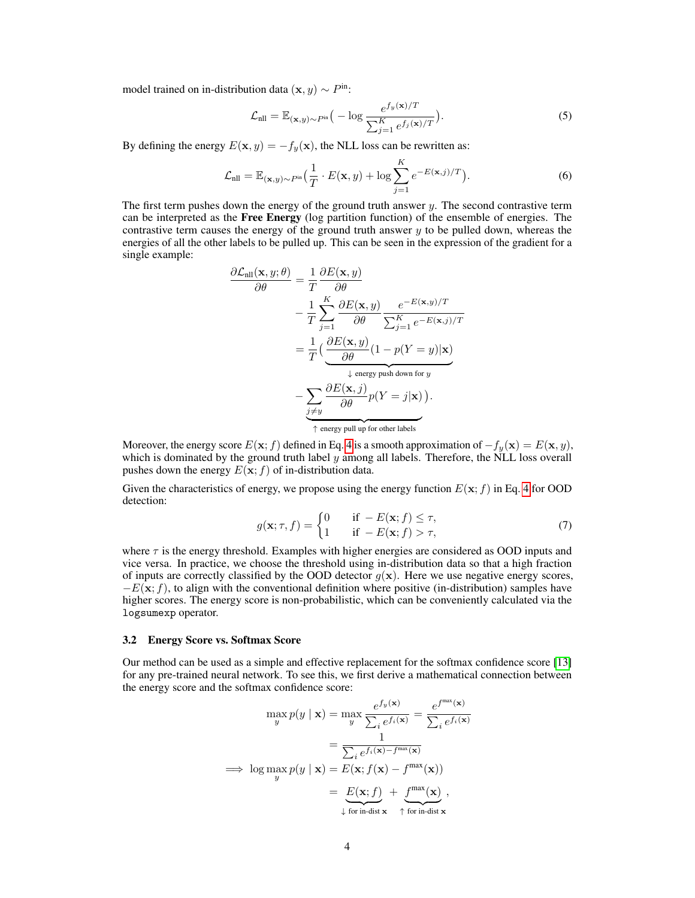model trained on in-distribution data $(\mathbf{x}, y) \sim P^{\text{in}}$:

$$\mathcal{L}_{\text{nll}} = \mathbb{E}_{(\mathbf{x},y)\sim P^{\text{in}}}\big( -\log \frac{e^{f_y(\mathbf{x})/T}}{\sum_{j=1}^{K} e^{f_j(\mathbf{x})/T}} \big). \tag{5}$$

By defining the energy $E(\mathbf{x}, y) = -f_y(\mathbf{x})$, the NLL loss can be rewritten as:

$$\mathcal{L}_{\text{nll}} = \mathbb{E}_{(\mathbf{x},y)\sim P^{\text{in}}}\big( \frac{1}{T} \cdot E(\mathbf{x}, y) + \log \sum_{j=1}^{K} e^{-E(\mathbf{x},j)/T} \big). \tag{6}$$

The first term pushes down the energy of the ground truth answer $y$. The second contrastive term can be interpreted as the **Free Energy** (log partition function) of the ensemble of energies. The contrastive term causes the energy of the ground truth answer $y$ to be pulled down, whereas the energies of all the other labels to be pulled up. This can be seen in the expression of the gradient for a single example:

$$\begin{aligned}
\frac{\partial \mathcal{L}_{\text{nll}}(\mathbf{x}, y; \theta)}{\partial \theta} &= \frac{1}{T}\frac{\partial E(\mathbf{x}, y)}{\partial \theta} \\
&\quad - \frac{1}{T}\sum_{j=1}^{K} \frac{\partial E(\mathbf{x}, y)}{\partial \theta} \frac{e^{-E(\mathbf{x},y)/T}}{\sum_{j=1}^{K} e^{-E(\mathbf{x},j)/T}} \\
&= \frac{1}{T}\big( \underbrace{\frac{\partial E(\mathbf{x}, y)}{\partial \theta}(1 - p(Y = y)|\mathbf{x})}_{\downarrow \text{ energy push down for } y} \\
&\quad - \underbrace{\sum_{j \neq y} \frac{\partial E(\mathbf{x}, j)}{\partial \theta} p(Y = j|\mathbf{x})}_{\uparrow \text{ energy pull up for other labels}} \big).
\end{aligned}$$

Moreover, the energy score $E(\mathbf{x}; f)$ defined in Eq. 4 is a smooth approximation of $-f_y(\mathbf{x}) = E(\mathbf{x}, y)$, which is dominated by the ground truth label $y$ among all labels. Therefore, the NLL loss overall pushes down the energy $E(\mathbf{x}; f)$ of in-distribution data.

Given the characteristics of energy, we propose using the energy function $E(\mathbf{x}; f)$ in Eq. 4 for OOD detection:

$$g(\mathbf{x}; \tau, f) = \begin{cases} 0 & \text{if } -E(\mathbf{x}; f) \leq \tau, \\ 1 & \text{if } -E(\mathbf{x}; f) > \tau, \end{cases} \tag{7}$$

where $\tau$ is the energy threshold. Examples with higher energies are considered as OOD inputs and vice versa. In practice, we choose the threshold using in-distribution data so that a high fraction of inputs are correctly classified by the OOD detector $g(\mathbf{x})$. Here we use negative energy scores, $-E(\mathbf{x}; f)$, to align with the conventional definition where positive (in-distribution) samples have higher scores. The energy score is non-probabilistic, which can be conveniently calculated via the `logsumexp` operator.

### 3.2 Energy Score vs. Softmax Score

Our method can be used as a simple and effective replacement for the softmax confidence score [13] for any pre-trained neural network. To see this, we first derive a mathematical connection between the energy score and the softmax confidence score:

$$\begin{aligned}
\max_y p(y \mid \mathbf{x}) &= \max_y \frac{e^{f_y(\mathbf{x})}}{\sum_i e^{f_i(\mathbf{x})}} = \frac{e^{f^{\max}(\mathbf{x})}}{\sum_i e^{f_i(\mathbf{x})}} \\
&= \frac{1}{\sum_i e^{f_i(\mathbf{x}) - f^{\max}(\mathbf{x})}} \\
\implies \log \max_y p(y \mid \mathbf{x}) &= E(\mathbf{x}; f(\mathbf{x}) - f^{\max}(\mathbf{x})) \\
&= \underbrace{E(\mathbf{x}; f)}_{\downarrow \text{ for in-dist } \mathbf{x}} + \underbrace{f^{\max}(\mathbf{x})}_{\uparrow \text{ for in-dist } \mathbf{x}},
\end{aligned}$$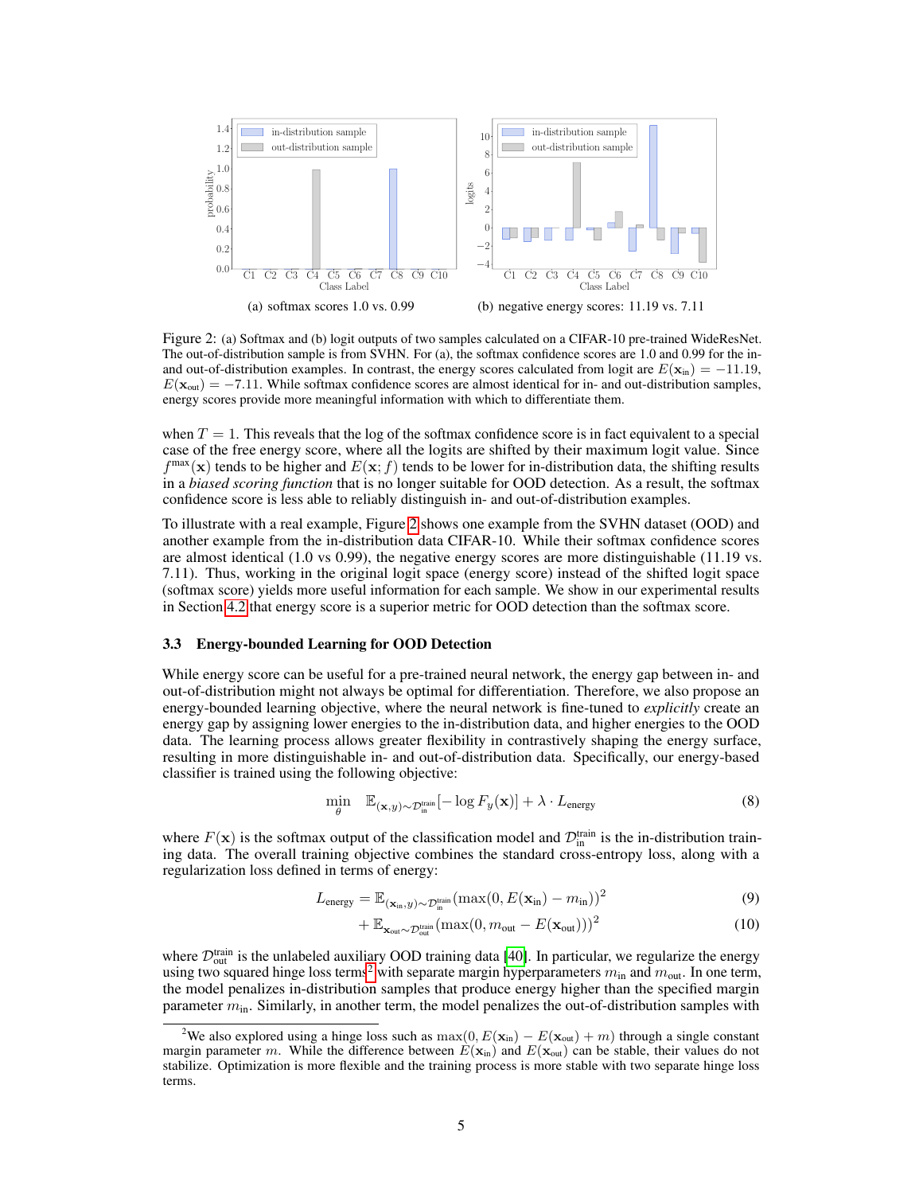(a) softmax scores 1.0 vs. 0.99

(b) negative energy scores: 11.19 vs. 7.11

Figure 2: (a) Softmax and (b) logit outputs of two samples calculated on a CIFAR-10 pre-trained WideResNet. The out-of-distribution sample is from SVHN. For (a), the softmax confidence scores are 1.0 and 0.99 for the in- and out-of-distribution examples. In contrast, the energy scores calculated from logit are $E(\mathbf{x}_{\text{in}}) = -11.19$, $E(\mathbf{x}_{\text{out}}) = -7.11$. While softmax confidence scores are almost identical for in- and out-distribution samples, energy scores provide more meaningful information with which to differentiate them.

when $T = 1$. This reveals that the log of the softmax confidence score is in fact equivalent to a special case of the free energy score, where all the logits are shifted by their maximum logit value. Since $f^{\max}(\mathbf{x})$ tends to be higher and $E(\mathbf{x}; f)$ tends to be lower for in-distribution data, the shifting results in a *biased scoring function* that is no longer suitable for OOD detection. As a result, the softmax confidence score is less able to reliably distinguish in- and out-of-distribution examples.

To illustrate with a real example, Figure 2 shows one example from the SVHN dataset (OOD) and another example from the in-distribution data CIFAR-10. While their softmax confidence scores are almost identical (1.0 vs 0.99), the negative energy scores are more distinguishable (11.19 vs. 7.11). Thus, working in the original logit space (energy score) instead of the shifted logit space (softmax score) yields more useful information for each sample. We show in our experimental results in Section 4.2 that energy score is a superior metric for OOD detection than the softmax score.

### 3.3 Energy-bounded Learning for OOD Detection

While energy score can be useful for a pre-trained neural network, the energy gap between in- and out-of-distribution might not always be optimal for differentiation. Therefore, we also propose an energy-bounded learning objective, where the neural network is fine-tuned to *explicitly* create an energy gap by assigning lower energies to the in-distribution data, and higher energies to the OOD data. The learning process allows greater flexibility in contrastively shaping the energy surface, resulting in more distinguishable in- and out-of-distribution data. Specifically, our energy-based classifier is trained using the following objective:

$$\min_{\theta} \quad \mathbb{E}_{(\mathbf{x},y)\sim\mathcal{D}_{\text{in}}^{\text{train}}}[-\log F_y(\mathbf{x})] + \lambda \cdot L_{\text{energy}} \tag{8}$$

where $F(\mathbf{x})$ is the softmax output of the classification model and $\mathcal{D}_{\text{in}}^{\text{train}}$ is the in-distribution training data. The overall training objective combines the standard cross-entropy loss, along with a regularization loss defined in terms of energy:

$$L_{\text{energy}} = \mathbb{E}_{(\mathbf{x}_{\text{in}},y)\sim\mathcal{D}_{\text{in}}^{\text{train}}}(\max(0, E(\mathbf{x}_{\text{in}}) - m_{\text{in}}))^2 \tag{9}$$

$$+ \mathbb{E}_{\mathbf{x}_{\text{out}}\sim\mathcal{D}_{\text{out}}^{\text{train}}}(\max(0, m_{\text{out}} - E(\mathbf{x}_{\text{out}})))^2 \tag{10}$$

where $\mathcal{D}_{\text{out}}^{\text{train}}$ is the unlabeled auxiliary OOD training data [40]. In particular, we regularize the energy using two squared hinge loss terms[2] with separate margin hyperparameters $m_{\text{in}}$ and $m_{\text{out}}$. In one term, the model penalizes in-distribution samples that produce energy higher than the specified margin parameter $m_{\text{in}}$. Similarly, in another term, the model penalizes the out-of-distribution samples with

[2] We also explored using a hinge loss such as $\max(0, E(\mathbf{x}_{\text{in}}) - E(\mathbf{x}_{\text{out}}) + m)$ through a single constant margin parameter $m$. While the difference between $E(\mathbf{x}_{\text{in}})$ and $E(\mathbf{x}_{\text{out}})$ can be stable, their values do not stabilize. Optimization is more flexible and the training process is more stable with two separate hinge loss terms.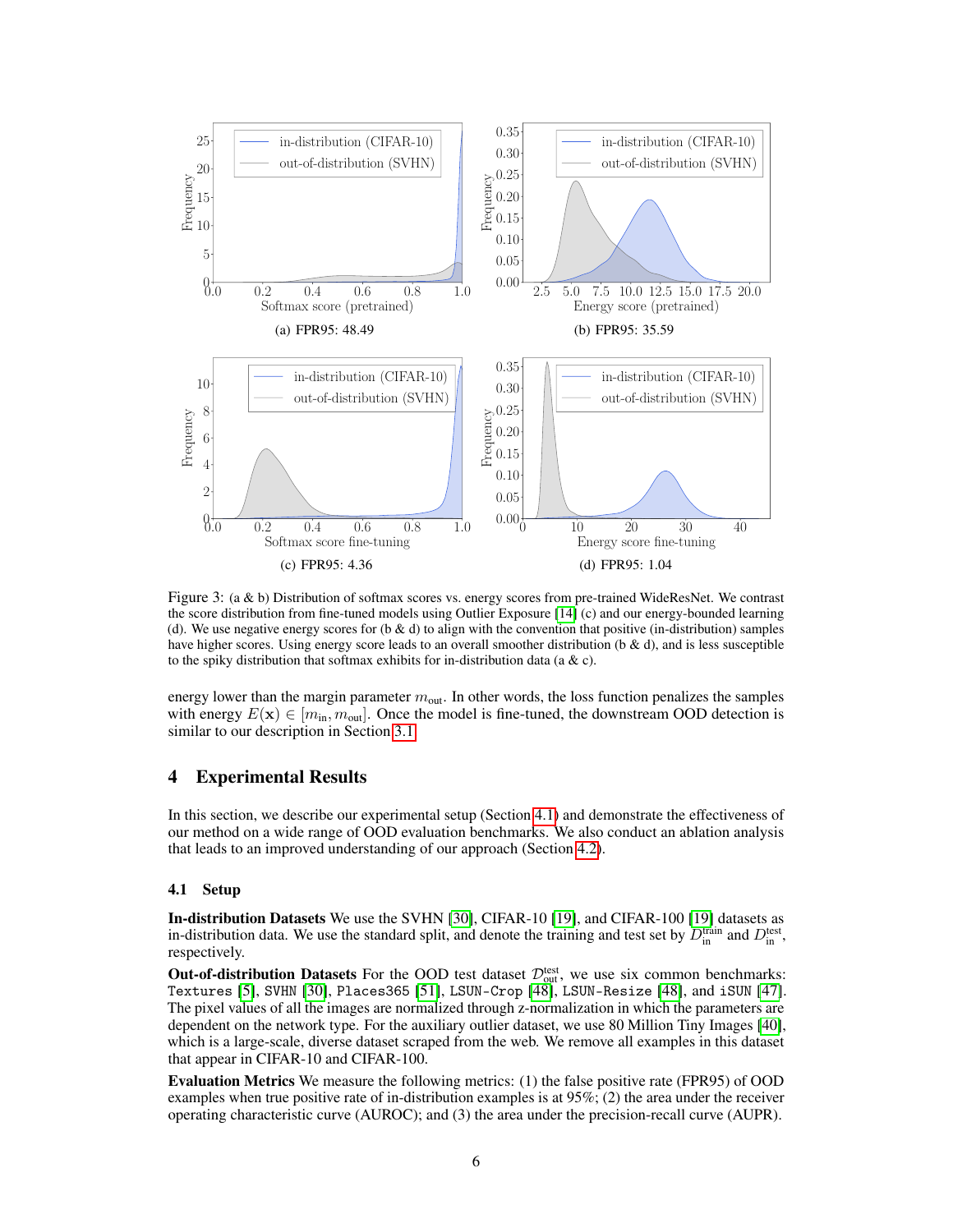(a) FPR95: 48.49

(b) FPR95: 35.59

(c) FPR95: 4.36

(d) FPR95: 1.04

Figure 3: (a & b) Distribution of softmax scores vs. energy scores from pre-trained WideResNet. We contrast the score distribution from fine-tuned models using Outlier Exposure [14] (c) and our energy-bounded learning (d). We use negative energy scores for (b & d) to align with the convention that positive (in-distribution) samples have higher scores. Using energy score leads to an overall smoother distribution (b & d), and is less susceptible to the spiky distribution that softmax exhibits for in-distribution data (a & c).

energy lower than the margin parameter $m_{\text{out}}$. In other words, the loss function penalizes the samples with energy $E(\mathbf{x}) \in [m_{\text{in}}, m_{\text{out}}]$. Once the model is fine-tuned, the downstream OOD detection is similar to our description in Section 3.1.

## 4 Experimental Results

In this section, we describe our experimental setup (Section 4.1) and demonstrate the effectiveness of our method on a wide range of OOD evaluation benchmarks. We also conduct an ablation analysis that leads to an improved understanding of our approach (Section 4.2).

### 4.1 Setup

**In-distribution Datasets** We use the SVHN [30], CIFAR-10 [19], and CIFAR-100 [19] datasets as in-distribution data. We use the standard split, and denote the training and test set by $D_{\text{in}}^{\text{train}}$ and $D_{\text{in}}^{\text{test}}$, respectively.

**Out-of-distribution Datasets** For the OOD test dataset $\mathcal{D}_{\text{out}}^{\text{test}}$, we use six common benchmarks: `Textures` [5], `SVHN` [30], `Places365` [51], `LSUN-Crop` [48], `LSUN-Resize` [48], and `iSUN` [47]. The pixel values of all the images are normalized through z-normalization in which the parameters are dependent on the network type. For the auxiliary outlier dataset, we use 80 Million Tiny Images [40], which is a large-scale, diverse dataset scraped from the web. We remove all examples in this dataset that appear in CIFAR-10 and CIFAR-100.

**Evaluation Metrics** We measure the following metrics: (1) the false positive rate (FPR95) of OOD examples when true positive rate of in-distribution examples is at 95%; (2) the area under the receiver operating characteristic curve (AUROC); and (3) the area under the precision-recall curve (AUPR).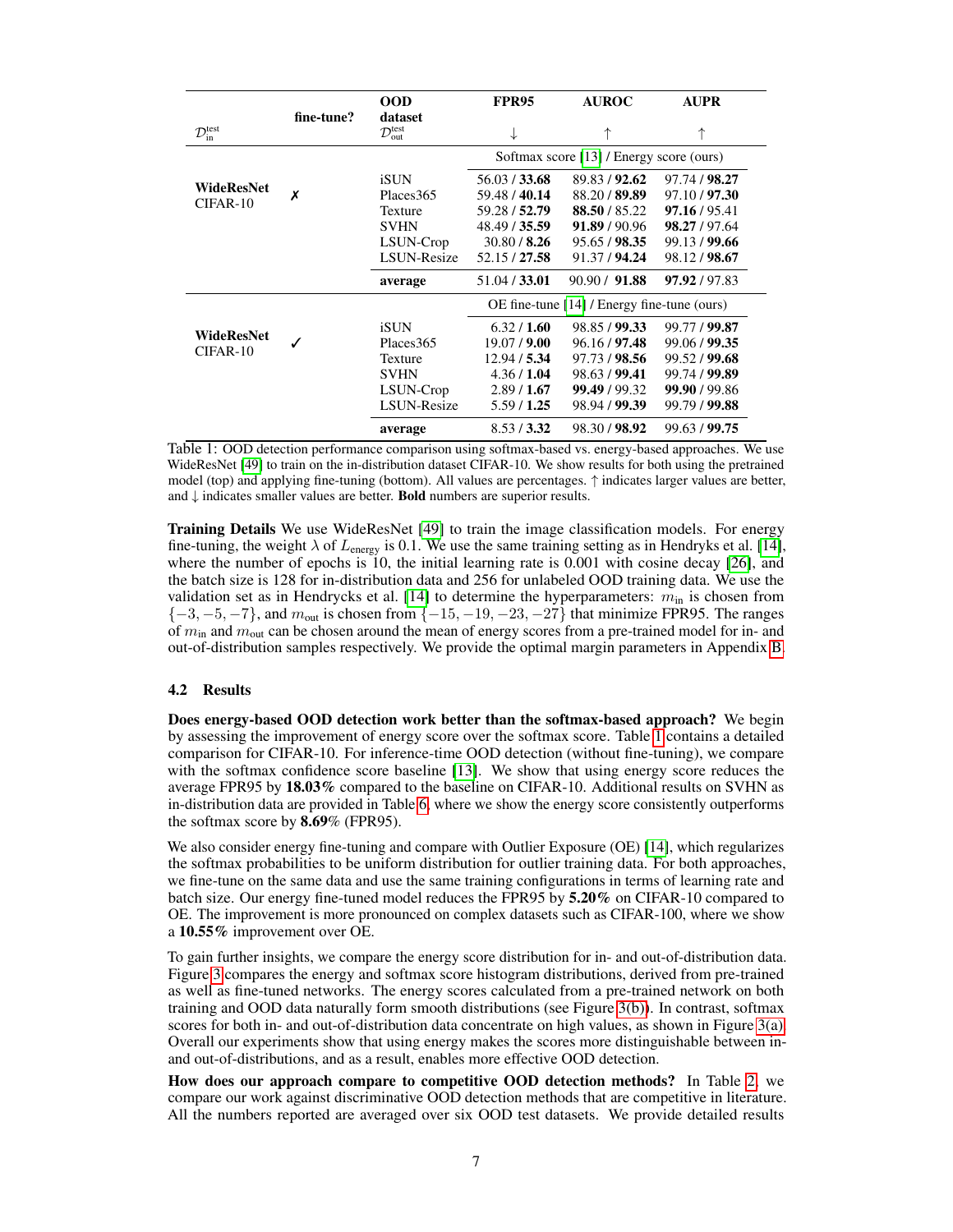| $\mathcal{D}_{\text{in}}^{\text{test}}$ | fine-tune? | OOD dataset $\mathcal{D}_{\text{out}}^{\text{test}}$ | FPR95 ↓ | AUROC ↑ | AUPR ↑ |
|---|---|---|---|---|---|
| | | | Softmax score [13] / Energy score (ours) | | |
| **WideResNet** CIFAR-10 | ✗ | iSUN | 56.03 / **33.68** | 89.83 / **92.62** | 97.74 / **98.27** |
| | | Places365 | 59.48 / **40.14** | 88.20 / **89.89** | 97.10 / **97.30** |
| | | Texture | 59.28 / **52.79** | **88.50** / 85.22 | **97.16** / 95.41 |
| | | SVHN | 48.49 / **35.59** | **91.89** / 90.96 | **98.27** / 97.64 |
| | | LSUN-Crop | 30.80 / **8.26** | 95.65 / **98.35** | 99.13 / **99.66** |
| | | LSUN-Resize | 52.15 / **27.58** | 91.37 / **94.24** | 98.12 / **98.67** |
| | | **average** | 51.04 / **33.01** | 90.90 / **91.88** | **97.92** / 97.83 |
| | | | OE fine-tune [14] / Energy fine-tune (ours) | | |
| **WideResNet** CIFAR-10 | ✓ | iSUN | 6.32 / **1.60** | 98.85 / **99.33** | 99.77 / **99.87** |
| | | Places365 | 19.07 / **9.00** | 96.16 / **97.48** | 99.06 / **99.35** |
| | | Texture | 12.94 / **5.34** | 97.73 / **98.56** | 99.52 / **99.68** |
| | | SVHN | 4.36 / **1.04** | 98.63 / **99.41** | 99.74 / **99.89** |
| | | LSUN-Crop | 2.89 / **1.67** | **99.49** / 99.32 | **99.90** / 99.86 |
| | | LSUN-Resize | 5.59 / **1.25** | 98.94 / **99.39** | 99.79 / **99.88** |
| | | **average** | 8.53 / **3.32** | 98.30 / **98.92** | 99.63 / **99.75** |

Table 1: OOD detection performance comparison using softmax-based vs. energy-based approaches. We use WideResNet [49] to train on the in-distribution dataset CIFAR-10. We show results for both using the pretrained model (top) and applying fine-tuning (bottom). All values are percentages. ↑ indicates larger values are better, and ↓ indicates smaller values are better. **Bold** numbers are superior results.

**Training Details** We use WideResNet [49] to train the image classification models. For energy fine-tuning, the weight $\lambda$ of $L_{\text{energy}}$ is 0.1. We use the same training setting as in Hendryks et al. [14], where the number of epochs is 10, the initial learning rate is 0.001 with cosine decay [26], and the batch size is 128 for in-distribution data and 256 for unlabeled OOD training data. We use the validation set as in Hendrycks et al. [14] to determine the hyperparameters: $m_{\text{in}}$ is chosen from $\{-3, -5, -7\}$, and $m_{\text{out}}$ is chosen from $\{-15, -19, -23, -27\}$ that minimize FPR95. The ranges of $m_{\text{in}}$ and $m_{\text{out}}$ can be chosen around the mean of energy scores from a pre-trained model for in- and out-of-distribution samples respectively. We provide the optimal margin parameters in Appendix B.

### 4.2 Results

**Does energy-based OOD detection work better than the softmax-based approach?** We begin by assessing the improvement of energy score over the softmax score. Table 1 contains a detailed comparison for CIFAR-10. For inference-time OOD detection (without fine-tuning), we compare with the softmax confidence score baseline [13]. We show that using energy score reduces the average FPR95 by **18.03%** compared to the baseline on CIFAR-10. Additional results on SVHN as in-distribution data are provided in Table 6, where we show the energy score consistently outperforms the softmax score by **8.69**% (FPR95).

We also consider energy fine-tuning and compare with Outlier Exposure (OE) [14], which regularizes the softmax probabilities to be uniform distribution for outlier training data. For both approaches, we fine-tune on the same data and use the same training configurations in terms of learning rate and batch size. Our energy fine-tuned model reduces the FPR95 by **5.20%** on CIFAR-10 compared to OE. The improvement is more pronounced on complex datasets such as CIFAR-100, where we show a **10.55%** improvement over OE.

To gain further insights, we compare the energy score distribution for in- and out-of-distribution data. Figure 3 compares the energy and softmax score histogram distributions, derived from pre-trained as well as fine-tuned networks. The energy scores calculated from a pre-trained network on both training and OOD data naturally form smooth distributions (see Figure 3(b)). In contrast, softmax scores for both in- and out-of-distribution data concentrate on high values, as shown in Figure 3(a). Overall our experiments show that using energy makes the scores more distinguishable between in- and out-of-distributions, and as a result, enables more effective OOD detection.

**How does our approach compare to competitive OOD detection methods?** In Table 2, we compare our work against discriminative OOD detection methods that are competitive in literature. All the numbers reported are averaged over six OOD test datasets. We provide detailed results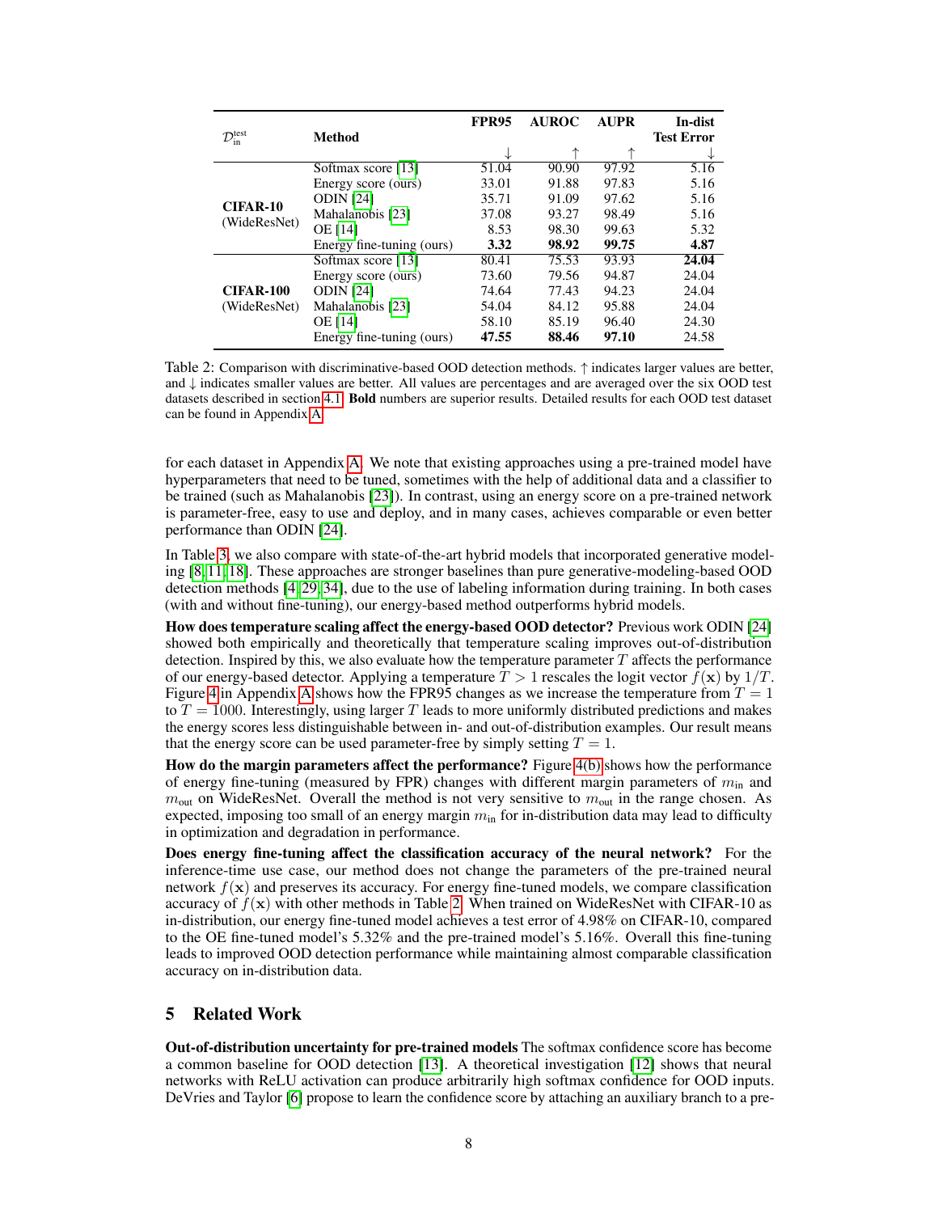| $\mathcal{D}_{\text{in}}^{\text{test}}$ | Method | FPR95 ↓ | AUROC ↑ | AUPR ↑ | In-dist Test Error ↓ |
|---|---|---|---|---|---|
| **CIFAR-10** (WideResNet) | Softmax score [13] | 51.04 | 90.90 | 97.92 | 5.16 |
| | Energy score (ours) | 33.01 | 91.88 | 97.83 | 5.16 |
| | ODIN [24] | 35.71 | 91.09 | 97.62 | 5.16 |
| | Mahalanobis [23] | 37.08 | 93.27 | 98.49 | 5.16 |
| | OE [14] | 8.53 | 98.30 | 99.63 | 5.32 |
| | Energy fine-tuning (ours) | **3.32** | **98.92** | **99.75** | **4.87** |
| **CIFAR-100** (WideResNet) | Softmax score [13] | 80.41 | 75.53 | 93.93 | **24.04** |
| | Energy score (ours) | 73.60 | 79.56 | 94.87 | 24.04 |
| | ODIN [24] | 74.64 | 77.43 | 94.23 | 24.04 |
| | Mahalanobis [23] | 54.04 | 84.12 | 95.88 | 24.04 |
| | OE [14] | 58.10 | 85.19 | 96.40 | 24.30 |
| | Energy fine-tuning (ours) | **47.55** | **88.46** | **97.10** | 24.58 |

Table 2: Comparison with discriminative-based OOD detection methods. ↑ indicates larger values are better, and ↓ indicates smaller values are better. All values are percentages and are averaged over the six OOD test datasets described in section 4.1. **Bold** numbers are superior results. Detailed results for each OOD test dataset can be found in Appendix A.

for each dataset in Appendix A. We note that existing approaches using a pre-trained model have hyperparameters that need to be tuned, sometimes with the help of additional data and a classifier to be trained (such as Mahalanobis [23]). In contrast, using an energy score on a pre-trained network is parameter-free, easy to use and deploy, and in many cases, achieves comparable or even better performance than ODIN [24].

In Table 3, we also compare with state-of-the-art hybrid models that incorporated generative modeling [8, 11, 18]. These approaches are stronger baselines than pure generative-modeling-based OOD detection methods [4, 29, 34], due to the use of labeling information during training. In both cases (with and without fine-tuning), our energy-based method outperforms hybrid models.

**How does temperature scaling affect the energy-based OOD detector?** Previous work ODIN [24] showed both empirically and theoretically that temperature scaling improves out-of-distribution detection. Inspired by this, we also evaluate how the temperature parameter $T$ affects the performance of our energy-based detector. Applying a temperature $T > 1$ rescales the logit vector $f(\mathbf{x})$ by $1/T$. Figure 4 in Appendix A shows how the FPR95 changes as we increase the temperature from $T = 1$ to $T = 1000$. Interestingly, using larger $T$ leads to more uniformly distributed predictions and makes the energy scores less distinguishable between in- and out-of-distribution examples. Our result means that the energy score can be used parameter-free by simply setting $T = 1$.

**How do the margin parameters affect the performance?** Figure 4(b) shows how the performance of energy fine-tuning (measured by FPR) changes with different margin parameters of $m_{\text{in}}$ and $m_{\text{out}}$ on WideResNet. Overall the method is not very sensitive to $m_{\text{out}}$ in the range chosen. As expected, imposing too small of an energy margin $m_{\text{in}}$ for in-distribution data may lead to difficulty in optimization and degradation in performance.

**Does energy fine-tuning affect the classification accuracy of the neural network?** For the inference-time use case, our method does not change the parameters of the pre-trained neural network $f(\mathbf{x})$ and preserves its accuracy. For energy fine-tuned models, we compare classification accuracy of $f(\mathbf{x})$ with other methods in Table 2. When trained on WideResNet with CIFAR-10 as in-distribution, our energy fine-tuned model achieves a test error of 4.98% on CIFAR-10, compared to the OE fine-tuned model's 5.32% and the pre-trained model's 5.16%. Overall this fine-tuning leads to improved OOD detection performance while maintaining almost comparable classification accuracy on in-distribution data.

## 5 Related Work

**Out-of-distribution uncertainty for pre-trained models** The softmax confidence score has become a common baseline for OOD detection [13]. A theoretical investigation [12] shows that neural networks with ReLU activation can produce arbitrarily high softmax confidence for OOD inputs. DeVries and Taylor [6] propose to learn the confidence score by attaching an auxiliary branch to a pre-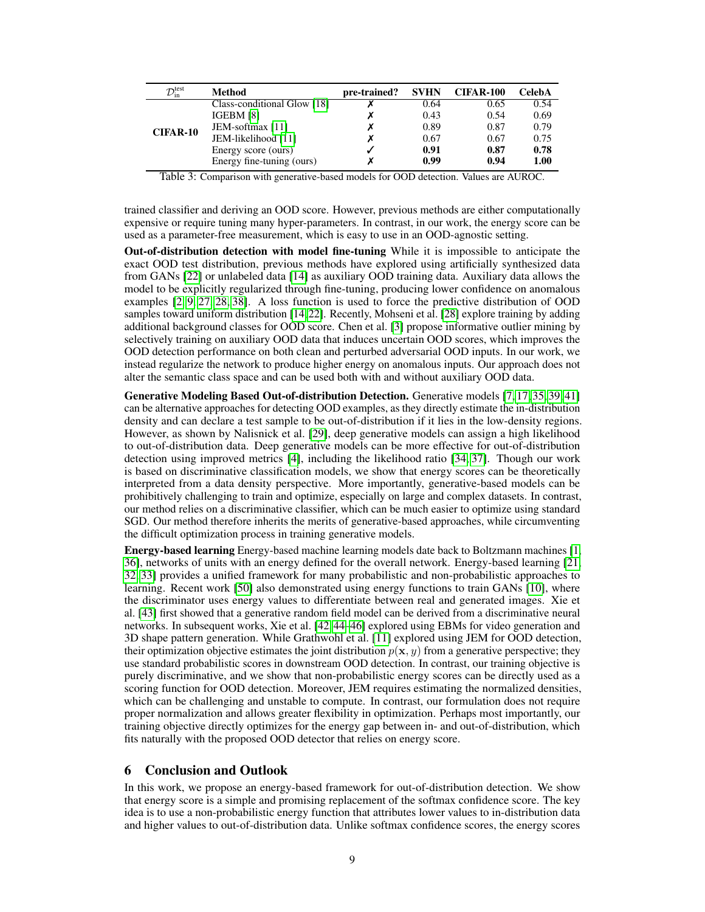| $\mathcal{D}_{\text{in}}^{\text{test}}$ | Method | pre-trained? | SVHN | CIFAR-100 | CelebA |
|---|---|---|---|---|---|
| **CIFAR-10** | Class-conditional Glow [18] | ✗ | 0.64 | 0.65 | 0.54 |
| | IGEBM [8] | ✗ | 0.43 | 0.54 | 0.69 |
| | JEM-softmax [11] | ✗ | 0.89 | 0.87 | 0.79 |
| | JEM-likelihood [11] | ✗ | 0.67 | 0.67 | 0.75 |
| | Energy score (ours) | ✓ | **0.91** | **0.87** | **0.78** |
| | Energy fine-tuning (ours) | ✗ | **0.99** | **0.94** | **1.00** |

Table 3: Comparison with generative-based models for OOD detection. Values are AUROC.

trained classifier and deriving an OOD score. However, previous methods are either computationally expensive or require tuning many hyper-parameters. In contrast, in our work, the energy score can be used as a parameter-free measurement, which is easy to use in an OOD-agnostic setting.

**Out-of-distribution detection with model fine-tuning** While it is impossible to anticipate the exact OOD test distribution, previous methods have explored using artificially synthesized data from GANs [22] or unlabeled data [14] as auxiliary OOD training data. Auxiliary data allows the model to be explicitly regularized through fine-tuning, producing lower confidence on anomalous examples [2, 9, 27, 28, 38]. A loss function is used to force the predictive distribution of OOD samples toward uniform distribution [14, 22]. Recently, Mohseni et al. [28] explore training by adding additional background classes for OOD score. Chen et al. [3] propose informative outlier mining by selectively training on auxiliary OOD data that induces uncertain OOD scores, which improves the OOD detection performance on both clean and perturbed adversarial OOD inputs. In our work, we instead regularize the network to produce higher energy on anomalous inputs. Our approach does not alter the semantic class space and can be used both with and without auxiliary OOD data.

**Generative Modeling Based Out-of-distribution Detection.** Generative models [7, 17, 35, 39, 41] can be alternative approaches for detecting OOD examples, as they directly estimate the in-distribution density and can declare a test sample to be out-of-distribution if it lies in the low-density regions. However, as shown by Nalisnick et al. [29], deep generative models can assign a high likelihood to out-of-distribution data. Deep generative models can be more effective for out-of-distribution detection using improved metrics [4], including the likelihood ratio [34, 37]. Though our work is based on discriminative classification models, we show that energy scores can be theoretically interpreted from a data density perspective. More importantly, generative-based models can be prohibitively challenging to train and optimize, especially on large and complex datasets. In contrast, our method relies on a discriminative classifier, which can be much easier to optimize using standard SGD. Our method therefore inherits the merits of generative-based approaches, while circumventing the difficult optimization process in training generative models.

**Energy-based learning** Energy-based machine learning models date back to Boltzmann machines [1, 36], networks of units with an energy defined for the overall network. Energy-based learning [21, 32, 33] provides a unified framework for many probabilistic and non-probabilistic approaches to learning. Recent work [50] also demonstrated using energy functions to train GANs [10], where the discriminator uses energy values to differentiate between real and generated images. Xie et al. [43] first showed that a generative random field model can be derived from a discriminative neural networks. In subsequent works, Xie et al. [42, 44–46] explored using EBMs for video generation and 3D shape pattern generation. While Grathwohl et al. [11] explored using JEM for OOD detection, their optimization objective estimates the joint distribution $p(\mathbf{x}, y)$ from a generative perspective; they use standard probabilistic scores in downstream OOD detection. In contrast, our training objective is purely discriminative, and we show that non-probabilistic energy scores can be directly used as a scoring function for OOD detection. Moreover, JEM requires estimating the normalized densities, which can be challenging and unstable to compute. In contrast, our formulation does not require proper normalization and allows greater flexibility in optimization. Perhaps most importantly, our training objective directly optimizes for the energy gap between in- and out-of-distribution, which fits naturally with the proposed OOD detector that relies on energy score.

## 6 Conclusion and Outlook

In this work, we propose an energy-based framework for out-of-distribution detection. We show that energy score is a simple and promising replacement of the softmax confidence score. The key idea is to use a non-probabilistic energy function that attributes lower values to in-distribution data and higher values to out-of-distribution data. Unlike softmax confidence scores, the energy scores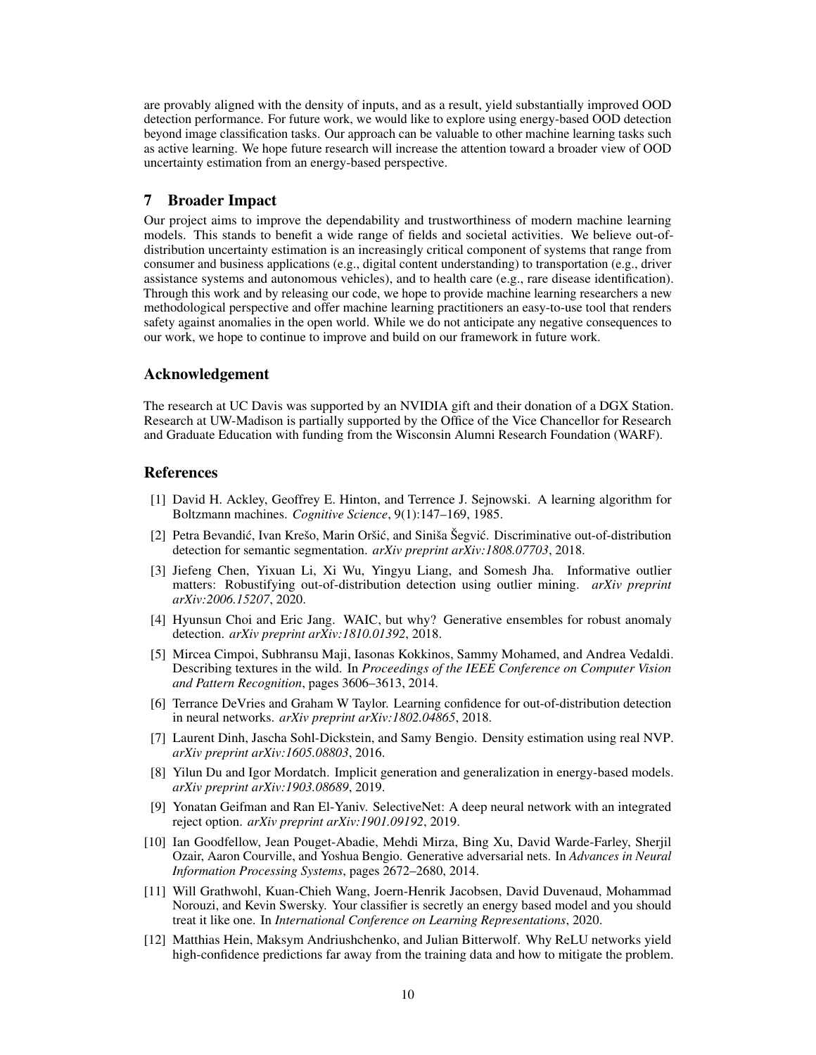are provably aligned with the density of inputs, and as a result, yield substantially improved OOD detection performance. For future work, we would like to explore using energy-based OOD detection beyond image classification tasks. Our approach can be valuable to other machine learning tasks such as active learning. We hope future research will increase the attention toward a broader view of OOD uncertainty estimation from an energy-based perspective.

## 7 Broader Impact

Our project aims to improve the dependability and trustworthiness of modern machine learning models. This stands to benefit a wide range of fields and societal activities. We believe out-of-distribution uncertainty estimation is an increasingly critical component of systems that range from consumer and business applications (e.g., digital content understanding) to transportation (e.g., driver assistance systems and autonomous vehicles), and to health care (e.g., rare disease identification). Through this work and by releasing our code, we hope to provide machine learning researchers a new methodological perspective and offer machine learning practitioners an easy-to-use tool that renders safety against anomalies in the open world. While we do not anticipate any negative consequences to our work, we hope to continue to improve and build on our framework in future work.

## Acknowledgement

The research at UC Davis was supported by an NVIDIA gift and their donation of a DGX Station. Research at UW-Madison is partially supported by the Office of the Vice Chancellor for Research and Graduate Education with funding from the Wisconsin Alumni Research Foundation (WARF).

## References

[1] David H. Ackley, Geoffrey E. Hinton, and Terrence J. Sejnowski. A learning algorithm for Boltzmann machines. *Cognitive Science*, 9(1):147–169, 1985.

[2] Petra Bevandić, Ivan Krešo, Marin Oršić, and Siniša Šegvić. Discriminative out-of-distribution detection for semantic segmentation. *arXiv preprint arXiv:1808.07703*, 2018.

[3] Jiefeng Chen, Yixuan Li, Xi Wu, Yingyu Liang, and Somesh Jha. Informative outlier matters: Robustifying out-of-distribution detection using outlier mining. *arXiv preprint arXiv:2006.15207*, 2020.

[4] Hyunsun Choi and Eric Jang. WAIC, but why? Generative ensembles for robust anomaly detection. *arXiv preprint arXiv:1810.01392*, 2018.

[5] Mircea Cimpoi, Subhransu Maji, Iasonas Kokkinos, Sammy Mohamed, and Andrea Vedaldi. Describing textures in the wild. In *Proceedings of the IEEE Conference on Computer Vision and Pattern Recognition*, pages 3606–3613, 2014.

[6] Terrance DeVries and Graham W Taylor. Learning confidence for out-of-distribution detection in neural networks. *arXiv preprint arXiv:1802.04865*, 2018.

[7] Laurent Dinh, Jascha Sohl-Dickstein, and Samy Bengio. Density estimation using real NVP. *arXiv preprint arXiv:1605.08803*, 2016.

[8] Yilun Du and Igor Mordatch. Implicit generation and generalization in energy-based models. *arXiv preprint arXiv:1903.08689*, 2019.

[9] Yonatan Geifman and Ran El-Yaniv. SelectiveNet: A deep neural network with an integrated reject option. *arXiv preprint arXiv:1901.09192*, 2019.

[10] Ian Goodfellow, Jean Pouget-Abadie, Mehdi Mirza, Bing Xu, David Warde-Farley, Sherjil Ozair, Aaron Courville, and Yoshua Bengio. Generative adversarial nets. In *Advances in Neural Information Processing Systems*, pages 2672–2680, 2014.

[11] Will Grathwohl, Kuan-Chieh Wang, Joern-Henrik Jacobsen, David Duvenaud, Mohammad Norouzi, and Kevin Swersky. Your classifier is secretly an energy based model and you should treat it like one. In *International Conference on Learning Representations*, 2020.

[12] Matthias Hein, Maksym Andriushchenko, and Julian Bitterwolf. Why ReLU networks yield high-confidence predictions far away from the training data and how to mitigate the problem.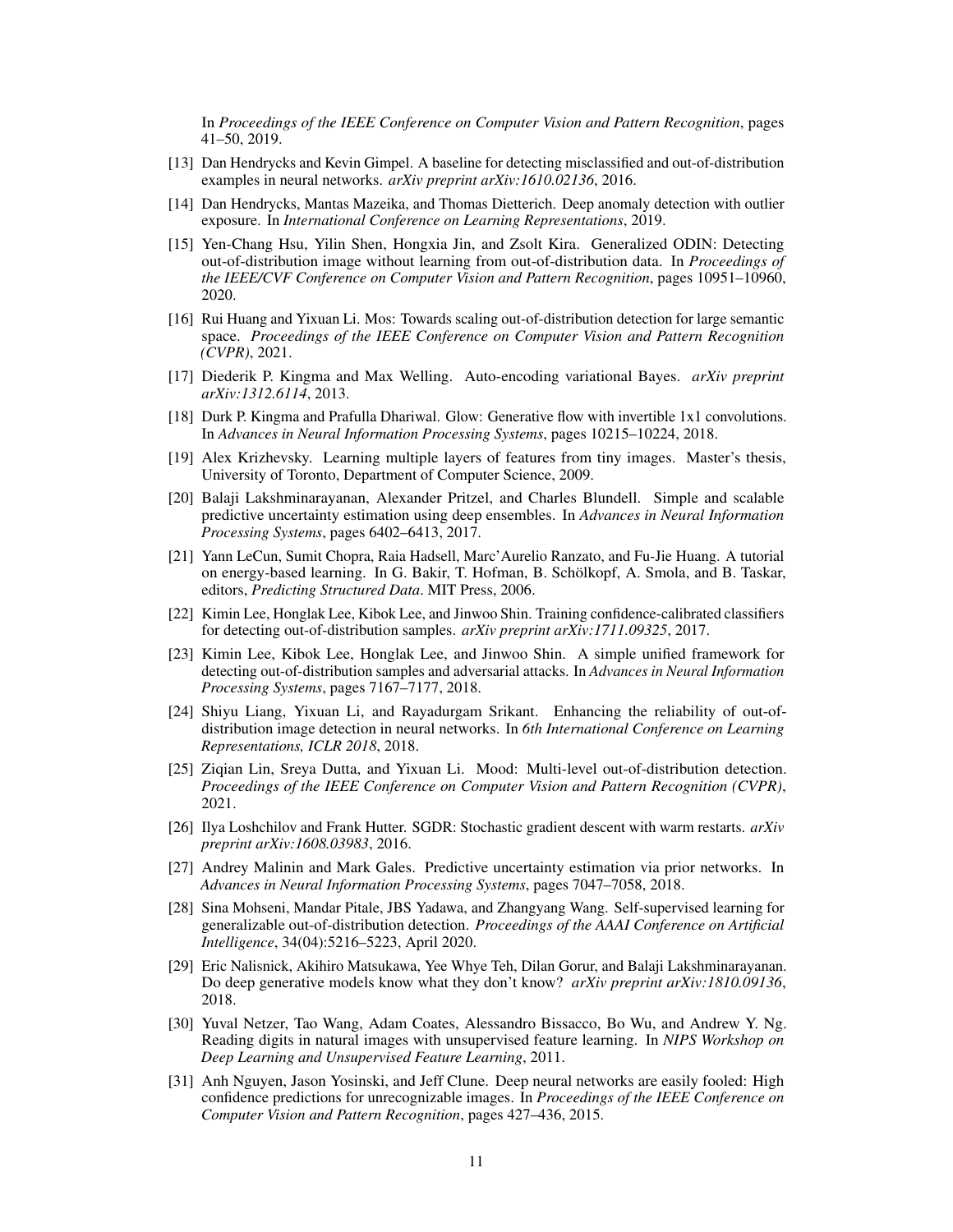In *Proceedings of the IEEE Conference on Computer Vision and Pattern Recognition*, pages 41–50, 2019.

[13] Dan Hendrycks and Kevin Gimpel. A baseline for detecting misclassified and out-of-distribution examples in neural networks. *arXiv preprint arXiv:1610.02136*, 2016.

[14] Dan Hendrycks, Mantas Mazeika, and Thomas Dietterich. Deep anomaly detection with outlier exposure. In *International Conference on Learning Representations*, 2019.

[15] Yen-Chang Hsu, Yilin Shen, Hongxia Jin, and Zsolt Kira. Generalized ODIN: Detecting out-of-distribution image without learning from out-of-distribution data. In *Proceedings of the IEEE/CVF Conference on Computer Vision and Pattern Recognition*, pages 10951–10960, 2020.

[16] Rui Huang and Yixuan Li. Mos: Towards scaling out-of-distribution detection for large semantic space. *Proceedings of the IEEE Conference on Computer Vision and Pattern Recognition (CVPR)*, 2021.

[17] Diederik P. Kingma and Max Welling. Auto-encoding variational Bayes. *arXiv preprint arXiv:1312.6114*, 2013.

[18] Durk P. Kingma and Prafulla Dhariwal. Glow: Generative flow with invertible 1x1 convolutions. In *Advances in Neural Information Processing Systems*, pages 10215–10224, 2018.

[19] Alex Krizhevsky. Learning multiple layers of features from tiny images. Master's thesis, University of Toronto, Department of Computer Science, 2009.

[20] Balaji Lakshminarayanan, Alexander Pritzel, and Charles Blundell. Simple and scalable predictive uncertainty estimation using deep ensembles. In *Advances in Neural Information Processing Systems*, pages 6402–6413, 2017.

[21] Yann LeCun, Sumit Chopra, Raia Hadsell, Marc'Aurelio Ranzato, and Fu-Jie Huang. A tutorial on energy-based learning. In G. Bakir, T. Hofman, B. Schölkopf, A. Smola, and B. Taskar, editors, *Predicting Structured Data*. MIT Press, 2006.

[22] Kimin Lee, Honglak Lee, Kibok Lee, and Jinwoo Shin. Training confidence-calibrated classifiers for detecting out-of-distribution samples. *arXiv preprint arXiv:1711.09325*, 2017.

[23] Kimin Lee, Kibok Lee, Honglak Lee, and Jinwoo Shin. A simple unified framework for detecting out-of-distribution samples and adversarial attacks. In *Advances in Neural Information Processing Systems*, pages 7167–7177, 2018.

[24] Shiyu Liang, Yixuan Li, and Rayadurgam Srikant. Enhancing the reliability of out-of-distribution image detection in neural networks. In *6th International Conference on Learning Representations, ICLR 2018*, 2018.

[25] Ziqian Lin, Sreya Dutta, and Yixuan Li. Mood: Multi-level out-of-distribution detection. *Proceedings of the IEEE Conference on Computer Vision and Pattern Recognition (CVPR)*, 2021.

[26] Ilya Loshchilov and Frank Hutter. SGDR: Stochastic gradient descent with warm restarts. *arXiv preprint arXiv:1608.03983*, 2016.

[27] Andrey Malinin and Mark Gales. Predictive uncertainty estimation via prior networks. In *Advances in Neural Information Processing Systems*, pages 7047–7058, 2018.

[28] Sina Mohseni, Mandar Pitale, JBS Yadawa, and Zhangyang Wang. Self-supervised learning for generalizable out-of-distribution detection. *Proceedings of the AAAI Conference on Artificial Intelligence*, 34(04):5216–5223, April 2020.

[29] Eric Nalisnick, Akihiro Matsukawa, Yee Whye Teh, Dilan Gorur, and Balaji Lakshminarayanan. Do deep generative models know what they don't know? *arXiv preprint arXiv:1810.09136*, 2018.

[30] Yuval Netzer, Tao Wang, Adam Coates, Alessandro Bissacco, Bo Wu, and Andrew Y. Ng. Reading digits in natural images with unsupervised feature learning. In *NIPS Workshop on Deep Learning and Unsupervised Feature Learning*, 2011.

[31] Anh Nguyen, Jason Yosinski, and Jeff Clune. Deep neural networks are easily fooled: High confidence predictions for unrecognizable images. In *Proceedings of the IEEE Conference on Computer Vision and Pattern Recognition*, pages 427–436, 2015.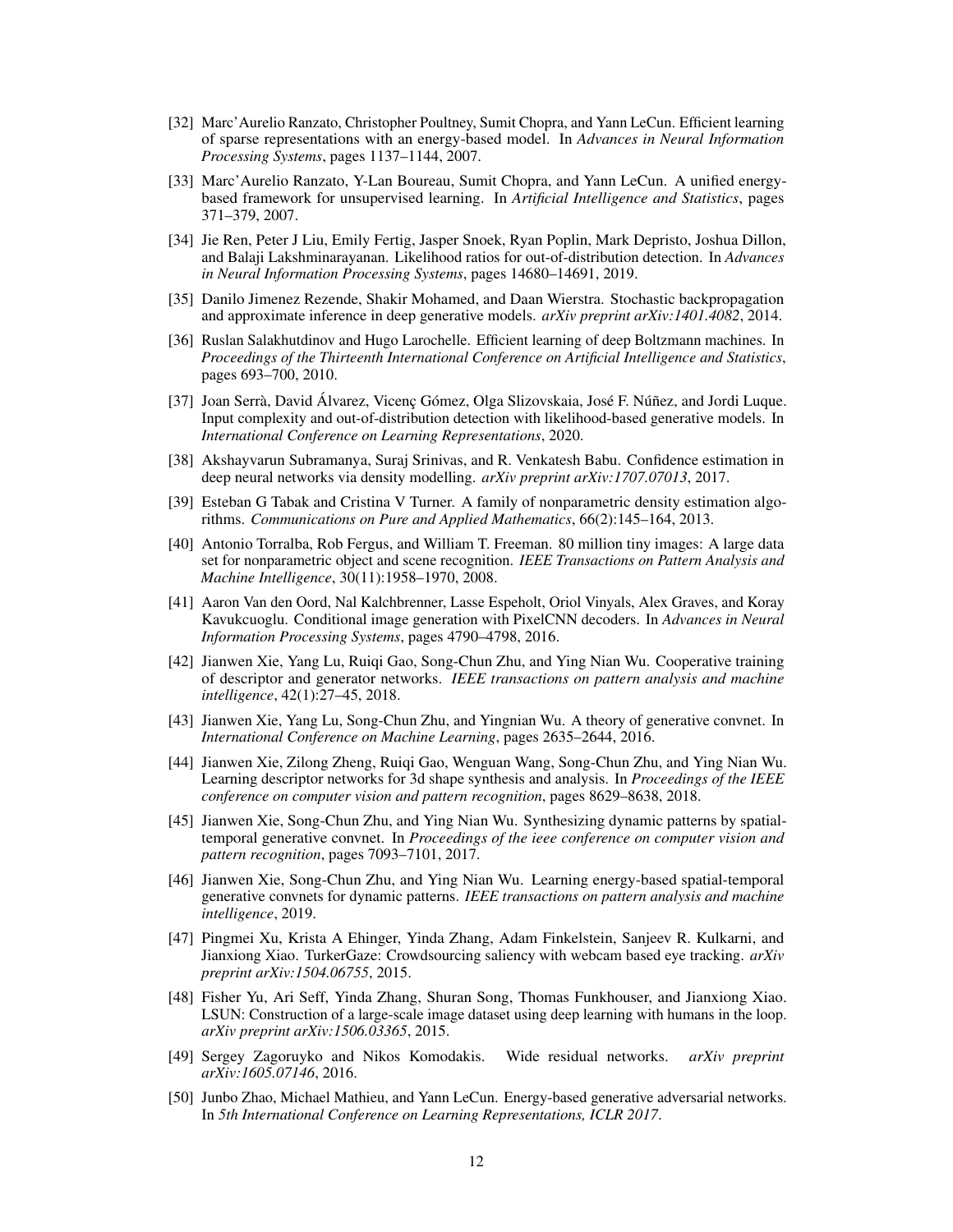[32] Marc'Aurelio Ranzato, Christopher Poultney, Sumit Chopra, and Yann LeCun. Efficient learning of sparse representations with an energy-based model. In *Advances in Neural Information Processing Systems*, pages 1137–1144, 2007.

[33] Marc'Aurelio Ranzato, Y-Lan Boureau, Sumit Chopra, and Yann LeCun. A unified energy-based framework for unsupervised learning. In *Artificial Intelligence and Statistics*, pages 371–379, 2007.

[34] Jie Ren, Peter J Liu, Emily Fertig, Jasper Snoek, Ryan Poplin, Mark Depristo, Joshua Dillon, and Balaji Lakshminarayanan. Likelihood ratios for out-of-distribution detection. In *Advances in Neural Information Processing Systems*, pages 14680–14691, 2019.

[35] Danilo Jimenez Rezende, Shakir Mohamed, and Daan Wierstra. Stochastic backpropagation and approximate inference in deep generative models. *arXiv preprint arXiv:1401.4082*, 2014.

[36] Ruslan Salakhutdinov and Hugo Larochelle. Efficient learning of deep Boltzmann machines. In *Proceedings of the Thirteenth International Conference on Artificial Intelligence and Statistics*, pages 693–700, 2010.

[37] Joan Serrà, David Álvarez, Vicenç Gómez, Olga Slizovskaia, José F. Núñez, and Jordi Luque. Input complexity and out-of-distribution detection with likelihood-based generative models. In *International Conference on Learning Representations*, 2020.

[38] Akshayvarun Subramanya, Suraj Srinivas, and R. Venkatesh Babu. Confidence estimation in deep neural networks via density modelling. *arXiv preprint arXiv:1707.07013*, 2017.

[39] Esteban G Tabak and Cristina V Turner. A family of nonparametric density estimation algorithms. *Communications on Pure and Applied Mathematics*, 66(2):145–164, 2013.

[40] Antonio Torralba, Rob Fergus, and William T. Freeman. 80 million tiny images: A large data set for nonparametric object and scene recognition. *IEEE Transactions on Pattern Analysis and Machine Intelligence*, 30(11):1958–1970, 2008.

[41] Aaron Van den Oord, Nal Kalchbrenner, Lasse Espeholt, Oriol Vinyals, Alex Graves, and Koray Kavukcuoglu. Conditional image generation with PixelCNN decoders. In *Advances in Neural Information Processing Systems*, pages 4790–4798, 2016.

[42] Jianwen Xie, Yang Lu, Ruiqi Gao, Song-Chun Zhu, and Ying Nian Wu. Cooperative training of descriptor and generator networks. *IEEE transactions on pattern analysis and machine intelligence*, 42(1):27–45, 2018.

[43] Jianwen Xie, Yang Lu, Song-Chun Zhu, and Yingnian Wu. A theory of generative convnet. In *International Conference on Machine Learning*, pages 2635–2644, 2016.

[44] Jianwen Xie, Zilong Zheng, Ruiqi Gao, Wenguan Wang, Song-Chun Zhu, and Ying Nian Wu. Learning descriptor networks for 3d shape synthesis and analysis. In *Proceedings of the IEEE conference on computer vision and pattern recognition*, pages 8629–8638, 2018.

[45] Jianwen Xie, Song-Chun Zhu, and Ying Nian Wu. Synthesizing dynamic patterns by spatial-temporal generative convnet. In *Proceedings of the ieee conference on computer vision and pattern recognition*, pages 7093–7101, 2017.

[46] Jianwen Xie, Song-Chun Zhu, and Ying Nian Wu. Learning energy-based spatial-temporal generative convnets for dynamic patterns. *IEEE transactions on pattern analysis and machine intelligence*, 2019.

[47] Pingmei Xu, Krista A Ehinger, Yinda Zhang, Adam Finkelstein, Sanjeev R. Kulkarni, and Jianxiong Xiao. TurkerGaze: Crowdsourcing saliency with webcam based eye tracking. *arXiv preprint arXiv:1504.06755*, 2015.

[48] Fisher Yu, Ari Seff, Yinda Zhang, Shuran Song, Thomas Funkhouser, and Jianxiong Xiao. LSUN: Construction of a large-scale image dataset using deep learning with humans in the loop. *arXiv preprint arXiv:1506.03365*, 2015.

[49] Sergey Zagoruyko and Nikos Komodakis. Wide residual networks. *arXiv preprint arXiv:1605.07146*, 2016.

[50] Junbo Zhao, Michael Mathieu, and Yann LeCun. Energy-based generative adversarial networks. In *5th International Conference on Learning Representations, ICLR 2017*.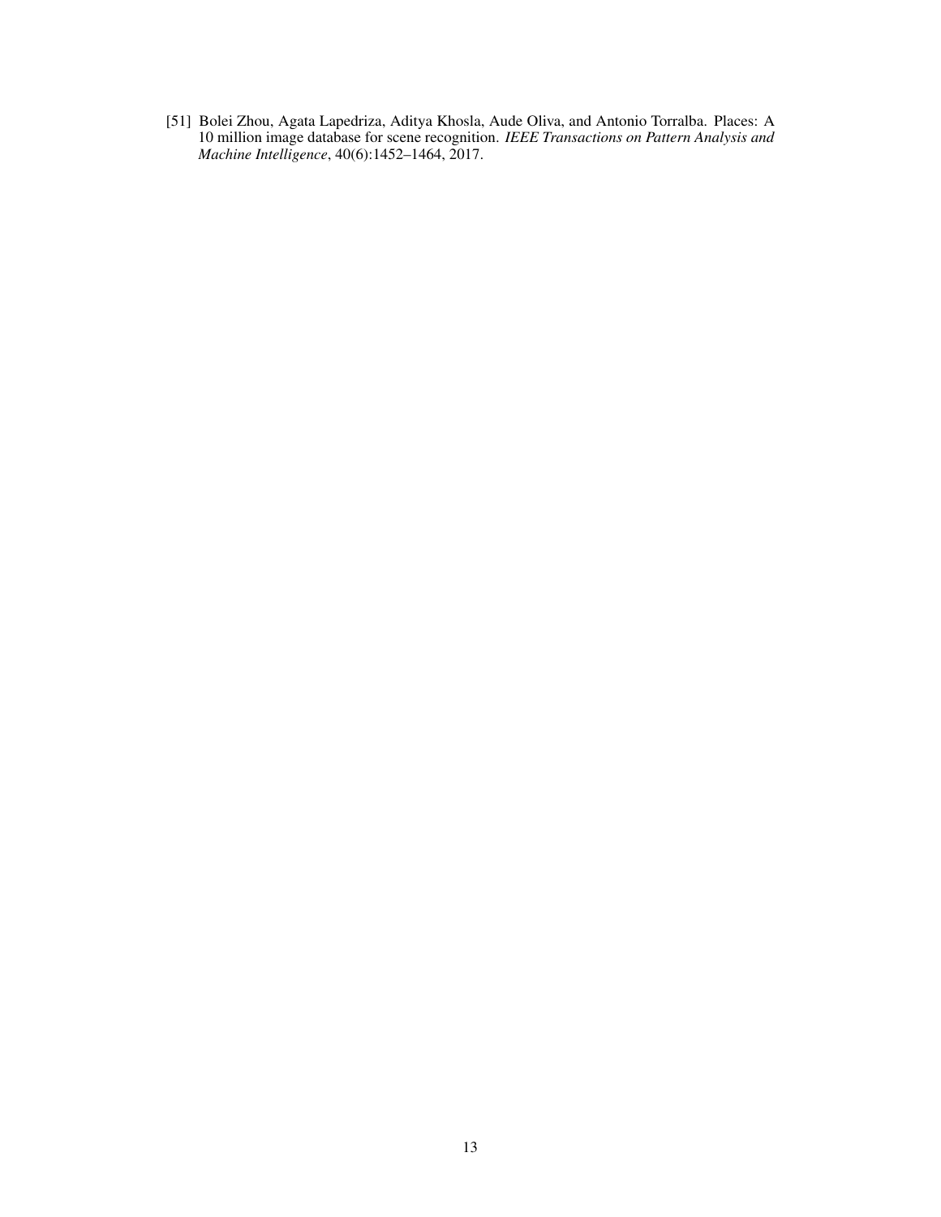[51] Bolei Zhou, Agata Lapedriza, Aditya Khosla, Aude Oliva, and Antonio Torralba. Places: A 10 million image database for scene recognition. *IEEE Transactions on Pattern Analysis and Machine Intelligence*, 40(6):1452–1464, 2017.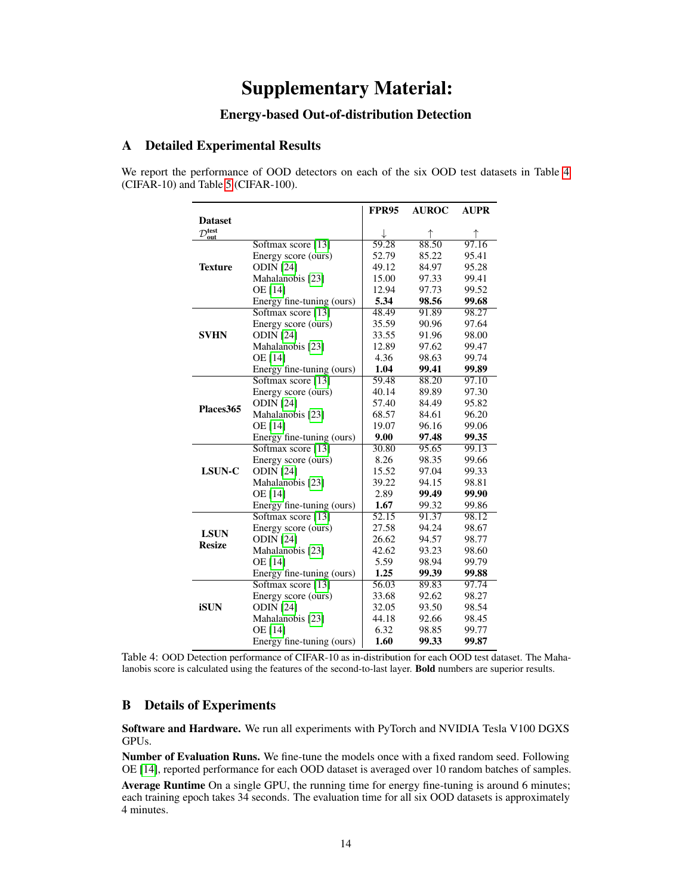# Supplementary Material:

## Energy-based Out-of-distribution Detection

## A Detailed Experimental Results

We report the performance of OOD detectors on each of the six OOD test datasets in Table 4 (CIFAR-10) and Table 5 (CIFAR-100).

| Dataset $\mathcal{D}_{\text{out}}^{\text{test}}$ | | FPR95 ↓ | AUROC ↑ | AUPR ↑ |
|---|---|---|---|---|
| **Texture** | Softmax score [13] | 59.28 | 88.50 | 97.16 |
| | Energy score (ours) | 52.79 | 85.22 | 95.41 |
| | ODIN [24] | 49.12 | 84.97 | 95.28 |
| | Mahalanobis [23] | 15.00 | 97.33 | 99.41 |
| | OE [14] | 12.94 | 97.73 | 99.52 |
| | Energy fine-tuning (ours) | **5.34** | **98.56** | **99.68** |
| **SVHN** | Softmax score [13] | 48.49 | 91.89 | 98.27 |
| | Energy score (ours) | 35.59 | 90.96 | 97.64 |
| | ODIN [24] | 33.55 | 91.96 | 98.00 |
| | Mahalanobis [23] | 12.89 | 97.62 | 99.47 |
| | OE [14] | 4.36 | 98.63 | 99.74 |
| | Energy fine-tuning (ours) | **1.04** | **99.41** | **99.89** |
| **Places365** | Softmax score [13] | 59.48 | 88.20 | 97.10 |
| | Energy score (ours) | 40.14 | 89.89 | 97.30 |
| | ODIN [24] | 57.40 | 84.49 | 95.82 |
| | Mahalanobis [23] | 68.57 | 84.61 | 96.20 |
| | OE [14] | 19.07 | 96.16 | 99.06 |
| | Energy fine-tuning (ours) | **9.00** | **97.48** | **99.35** |
| **LSUN-C** | Softmax score [13] | 30.80 | 95.65 | 99.13 |
| | Energy score (ours) | 8.26 | 98.35 | 99.66 |
| | ODIN [24] | 15.52 | 97.04 | 99.33 |
| | Mahalanobis [23] | 39.22 | 94.15 | 98.81 |
| | OE [14] | 2.89 | **99.49** | **99.90** |
| | Energy fine-tuning (ours) | **1.67** | 99.32 | 99.86 |
| **LSUN Resize** | Softmax score [13] | 52.15 | 91.37 | 98.12 |
| | Energy score (ours) | 27.58 | 94.24 | 98.67 |
| | ODIN [24] | 26.62 | 94.57 | 98.77 |
| | Mahalanobis [23] | 42.62 | 93.23 | 98.60 |
| | OE [14] | 5.59 | 98.94 | 99.79 |
| | Energy fine-tuning (ours) | **1.25** | **99.39** | **99.88** |
| **iSUN** | Softmax score [13] | 56.03 | 89.83 | 97.74 |
| | Energy score (ours) | 33.68 | 92.62 | 98.27 |
| | ODIN [24] | 32.05 | 93.50 | 98.54 |
| | Mahalanobis [23] | 44.18 | 92.66 | 98.45 |
| | OE [14] | 6.32 | 98.85 | 99.77 |
| | Energy fine-tuning (ours) | **1.60** | **99.33** | **99.87** |

Table 4: OOD Detection performance of CIFAR-10 as in-distribution for each OOD test dataset. The Mahalanobis score is calculated using the features of the second-to-last layer. **Bold** numbers are superior results.

## B Details of Experiments

**Software and Hardware.** We run all experiments with PyTorch and NVIDIA Tesla V100 DGXS GPUs.

**Number of Evaluation Runs.** We fine-tune the models once with a fixed random seed. Following OE [14], reported performance for each OOD dataset is averaged over 10 random batches of samples.

**Average Runtime** On a single GPU, the running time for energy fine-tuning is around 6 minutes; each training epoch takes 34 seconds. The evaluation time for all six OOD datasets is approximately 4 minutes.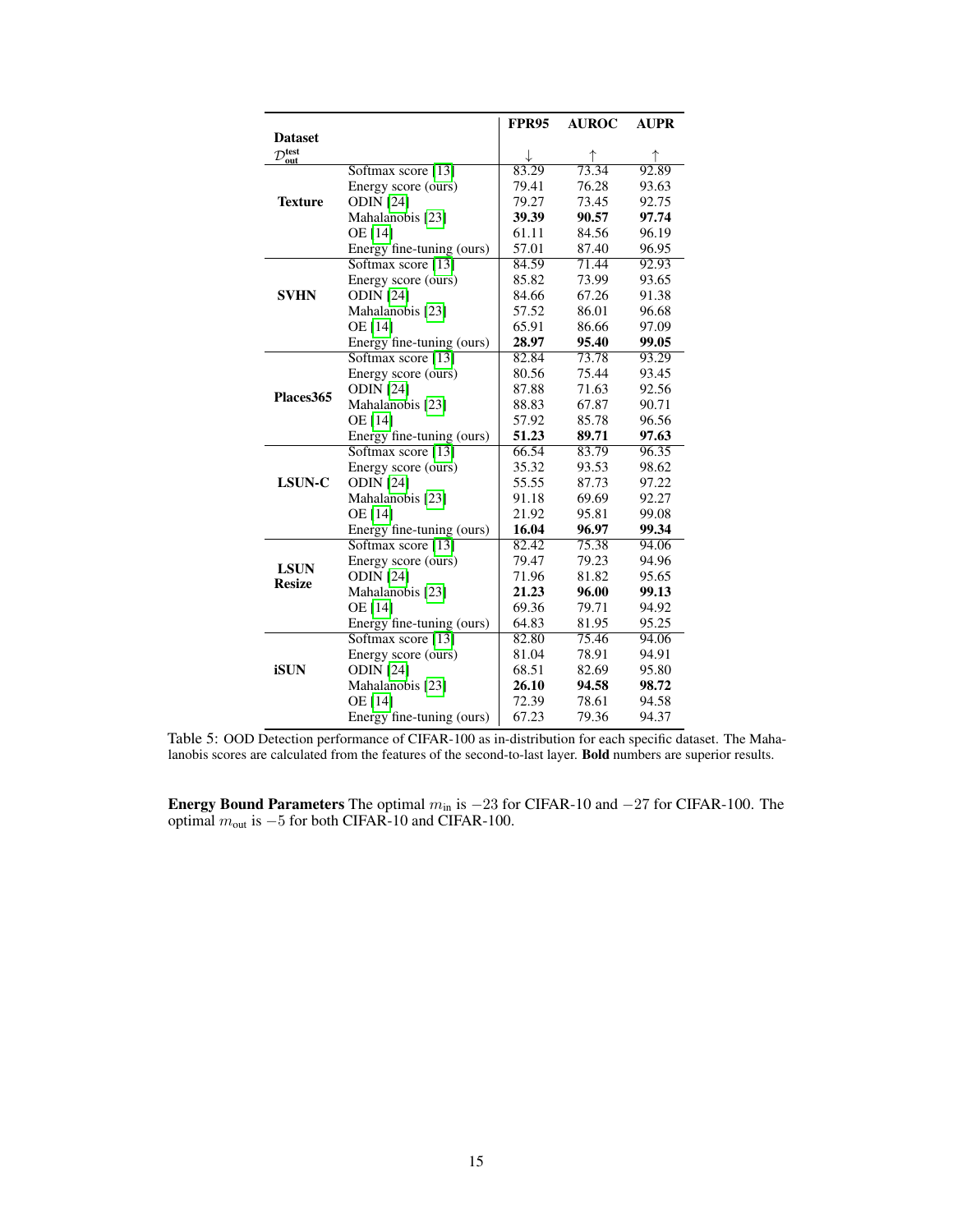| Dataset $\mathcal{D}_{\text{out}}^{\text{test}}$ | | **FPR95** ↓ | **AUROC** ↑ | **AUPR** ↑ |
|---|---|---|---|---|
| **Texture** | Softmax score [13] | 83.29 | 73.34 | 92.89 |
| | Energy score (ours) | 79.41 | 76.28 | 93.63 |
| | ODIN [24] | 79.27 | 73.45 | 92.75 |
| | Mahalanobis [23] | **39.39** | **90.57** | **97.74** |
| | OE [14] | 61.11 | 84.56 | 96.19 |
| | Energy fine-tuning (ours) | 57.01 | 87.40 | 96.95 |
| **SVHN** | Softmax score [13] | 84.59 | 71.44 | 92.93 |
| | Energy score (ours) | 85.82 | 73.99 | 93.65 |
| | ODIN [24] | 84.66 | 67.26 | 91.38 |
| | Mahalanobis [23] | 57.52 | 86.01 | 96.68 |
| | OE [14] | 65.91 | 86.66 | 97.09 |
| | Energy fine-tuning (ours) | **28.97** | **95.40** | **99.05** |
| **Places365** | Softmax score [13] | 82.84 | 73.78 | 93.29 |
| | Energy score (ours) | 80.56 | 75.44 | 93.45 |
| | ODIN [24] | 87.88 | 71.63 | 92.56 |
| | Mahalanobis [23] | 88.83 | 67.87 | 90.71 |
| | OE [14] | 57.92 | 85.78 | 96.56 |
| | Energy fine-tuning (ours) | **51.23** | **89.71** | **97.63** |
| **LSUN-C** | Softmax score [13] | 66.54 | 83.79 | 96.35 |
| | Energy score (ours) | 35.32 | 93.53 | 98.62 |
| | ODIN [24] | 55.55 | 87.73 | 97.22 |
| | Mahalanobis [23] | 91.18 | 69.69 | 92.27 |
| | OE [14] | 21.92 | 95.81 | 99.08 |
| | Energy fine-tuning (ours) | **16.04** | **96.97** | **99.34** |
| **LSUN Resize** | Softmax score [13] | 82.42 | 75.38 | 94.06 |
| | Energy score (ours) | 79.47 | 79.23 | 94.96 |
| | ODIN [24] | 71.96 | 81.82 | 95.65 |
| | Mahalanobis [23] | **21.23** | **96.00** | **99.13** |
| | OE [14] | 69.36 | 79.71 | 94.92 |
| | Energy fine-tuning (ours) | 64.83 | 81.95 | 95.25 |
| **iSUN** | Softmax score [13] | 82.80 | 75.46 | 94.06 |
| | Energy score (ours) | 81.04 | 78.91 | 94.91 |
| | ODIN [24] | 68.51 | 82.69 | 95.80 |
| | Mahalanobis [23] | **26.10** | **94.58** | **98.72** |
| | OE [14] | 72.39 | 78.61 | 94.58 |
| | Energy fine-tuning (ours) | 67.23 | 79.36 | 94.37 |

Table 5: OOD Detection performance of CIFAR-100 as in-distribution for each specific dataset. The Mahalanobis scores are calculated from the features of the second-to-last layer. **Bold** numbers are superior results.

**Energy Bound Parameters** The optimal $m_{\text{in}}$ is $-23$ for CIFAR-10 and $-27$ for CIFAR-100. The optimal $m_{\text{out}}$ is $-5$ for both CIFAR-10 and CIFAR-100.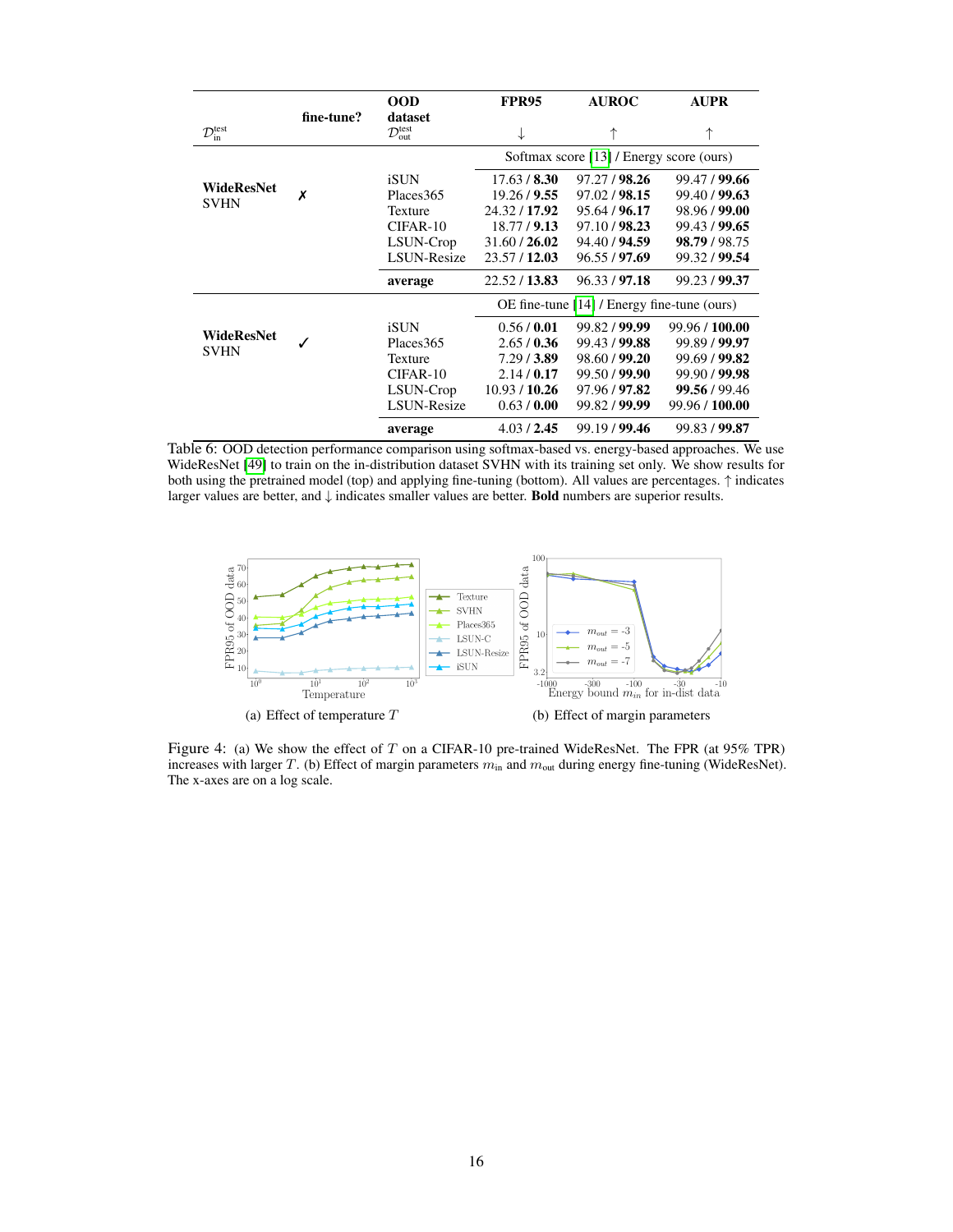| $\mathcal{D}_{\text{in}}^{\text{test}}$ | fine-tune? | **OOD dataset** $\mathcal{D}_{\text{out}}^{\text{test}}$ | **FPR95** ↓ | **AUROC** ↑ | **AUPR** ↑ |
|---|---|---|---|---|---|
| | | | Softmax score [13] / Energy score (ours) | | |
| **WideResNet** SVHN | ✗ | iSUN | 17.63 / **8.30** | 97.27 / **98.26** | 99.47 / **99.66** |
| | | Places365 | 19.26 / **9.55** | 97.02 / **98.15** | 99.40 / **99.63** |
| | | Texture | 24.32 / **17.92** | 95.64 / **96.17** | 98.96 / **99.00** |
| | | CIFAR-10 | 18.77 / **9.13** | 97.10 / **98.23** | 99.43 / **99.65** |
| | | LSUN-Crop | 31.60 / **26.02** | 94.40 / **94.59** | **98.79** / 98.75 |
| | | LSUN-Resize | 23.57 / **12.03** | 96.55 / **97.69** | 99.32 / **99.54** |
| | | **average** | 22.52 / **13.83** | 96.33 / **97.18** | 99.23 / **99.37** |
| | | | OE fine-tune [14] / Energy fine-tune (ours) | | |
| **WideResNet** SVHN | ✓ | iSUN | 0.56 / **0.01** | 99.82 / **99.99** | 99.96 / **100.00** |
| | | Places365 | 2.65 / **0.36** | 99.43 / **99.88** | 99.89 / **99.97** |
| | | Texture | 7.29 / **3.89** | 98.60 / **99.20** | 99.69 / **99.82** |
| | | CIFAR-10 | 2.14 / **0.17** | 99.50 / **99.90** | 99.90 / **99.98** |
| | | LSUN-Crop | 10.93 / **10.26** | 97.96 / **97.82** | **99.56** / 99.46 |
| | | LSUN-Resize | 0.63 / **0.00** | 99.82 / **99.99** | 99.96 / **100.00** |
| | | **average** | 4.03 / **2.45** | 99.19 / **99.46** | 99.83 / **99.87** |

Table 6: OOD detection performance comparison using softmax-based vs. energy-based approaches. We use WideResNet [49] to train on the in-distribution dataset SVHN with its training set only. We show results for both using the pretrained model (top) and applying fine-tuning (bottom). All values are percentages. ↑ indicates larger values are better, and ↓ indicates smaller values are better. **Bold** numbers are superior results.

FPR95 of OOD data
Temperature
Texture
SVHN
Places365
LSUN-C
LSUN-Resize
iSUN

(a) Effect of temperature $T$

FPR95 of OOD data
Energy bound $m_{in}$ for in-dist data
$m_{out}$ = -3
$m_{out}$ = -5
$m_{out}$ = -7

(b) Effect of margin parameters

Figure 4: (a) We show the effect of $T$ on a CIFAR-10 pre-trained WideResNet. The FPR (at 95% TPR) increases with larger $T$. (b) Effect of margin parameters $m_{\text{in}}$ and $m_{\text{out}}$ during energy fine-tuning (WideResNet). The x-axes are on a log scale.